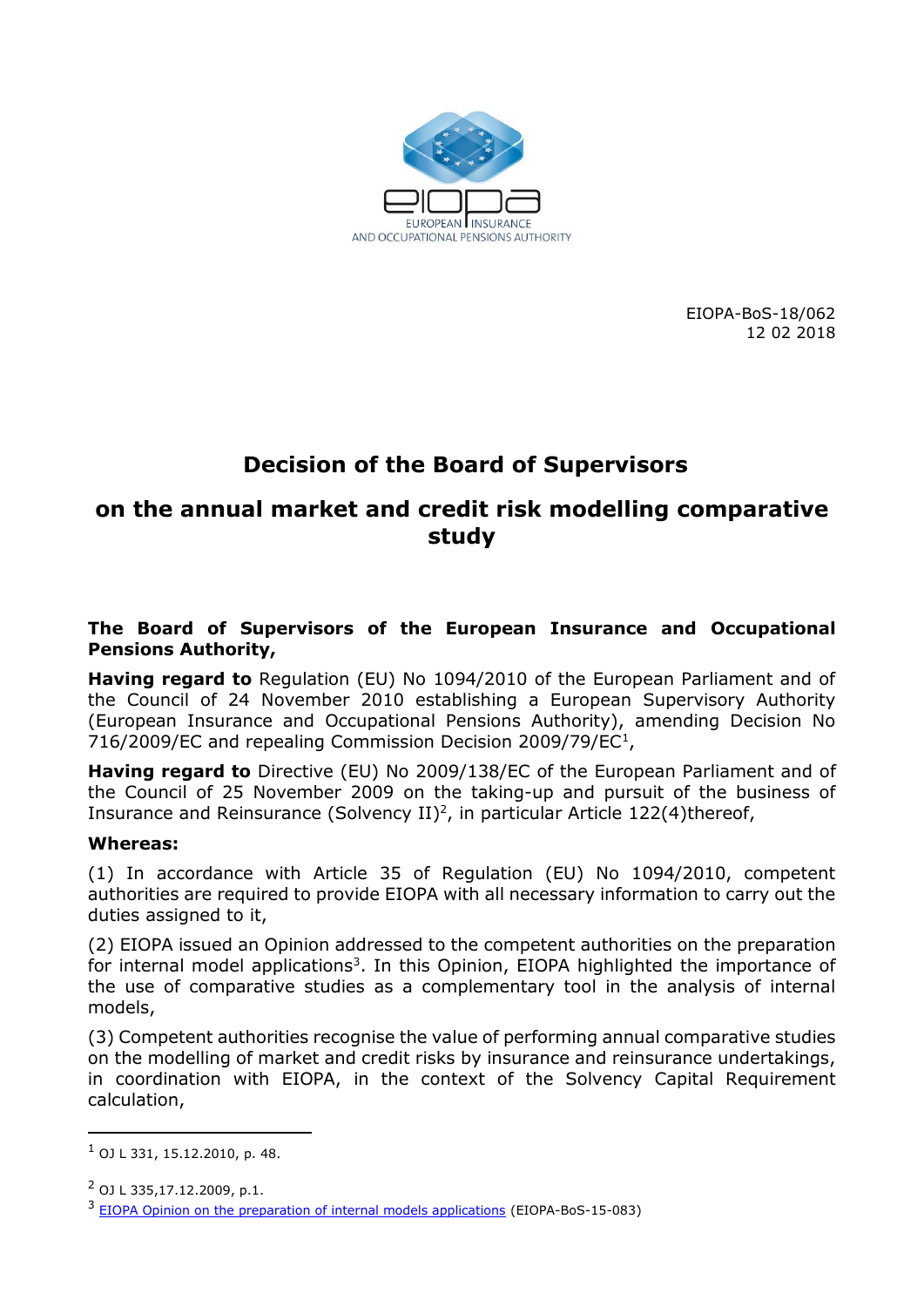EUROPEAN INSURANCE AND OCCUPATIONAL PENSIONS AUTHORITY

EIOPA-BoS-18/062
12 02 2018

# Decision of the Board of Supervisors

## on the annual market and credit risk modelling comparative study

**The Board of Supervisors of the European Insurance and Occupational Pensions Authority,**

**Having regard to** Regulation (EU) No 1094/2010 of the European Parliament and of the Council of 24 November 2010 establishing a European Supervisory Authority (European Insurance and Occupational Pensions Authority), amending Decision No 716/2009/EC and repealing Commission Decision 2009/79/EC[1],

**Having regard to** Directive (EU) No 2009/138/EC of the European Parliament and of the Council of 25 November 2009 on the taking-up and pursuit of the business of Insurance and Reinsurance (Solvency II)[2], in particular Article 122(4)thereof,

**Whereas:**

(1) In accordance with Article 35 of Regulation (EU) No 1094/2010, competent authorities are required to provide EIOPA with all necessary information to carry out the duties assigned to it,

(2) EIOPA issued an Opinion addressed to the competent authorities on the preparation for internal model applications[3]. In this Opinion, EIOPA highlighted the importance of the use of comparative studies as a complementary tool in the analysis of internal models,

(3) Competent authorities recognise the value of performing annual comparative studies on the modelling of market and credit risks by insurance and reinsurance undertakings, in coordination with EIOPA, in the context of the Solvency Capital Requirement calculation,

---

[1] OJ L 331, 15.12.2010, p. 48.

[2] OJ L 335,17.12.2009, p.1.

[3] EIOPA Opinion on the preparation of internal models applications (EIOPA-BoS-15-083)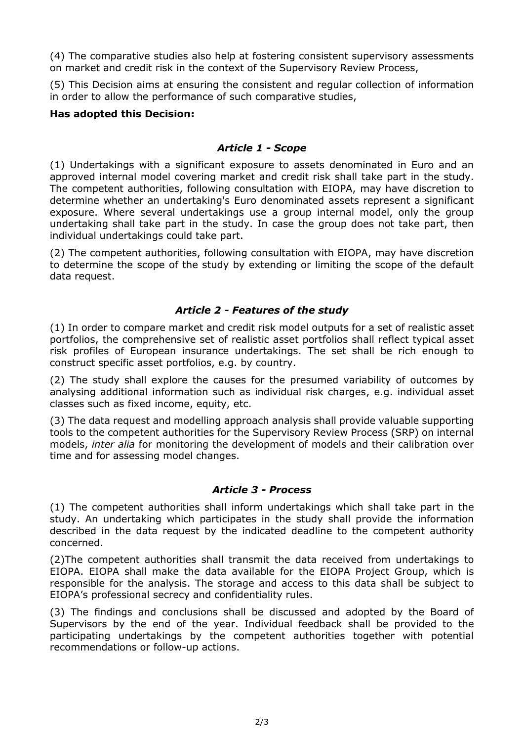(4) The comparative studies also help at fostering consistent supervisory assessments on market and credit risk in the context of the Supervisory Review Process,

(5) This Decision aims at ensuring the consistent and regular collection of information in order to allow the performance of such comparative studies,

**Has adopted this Decision:**

### *Article 1 - Scope*

(1) Undertakings with a significant exposure to assets denominated in Euro and an approved internal model covering market and credit risk shall take part in the study. The competent authorities, following consultation with EIOPA, may have discretion to determine whether an undertaking's Euro denominated assets represent a significant exposure. Where several undertakings use a group internal model, only the group undertaking shall take part in the study. In case the group does not take part, then individual undertakings could take part.

(2) The competent authorities, following consultation with EIOPA, may have discretion to determine the scope of the study by extending or limiting the scope of the default data request.

### *Article 2 - Features of the study*

(1) In order to compare market and credit risk model outputs for a set of realistic asset portfolios, the comprehensive set of realistic asset portfolios shall reflect typical asset risk profiles of European insurance undertakings. The set shall be rich enough to construct specific asset portfolios, e.g. by country.

(2) The study shall explore the causes for the presumed variability of outcomes by analysing additional information such as individual risk charges, e.g. individual asset classes such as fixed income, equity, etc.

(3) The data request and modelling approach analysis shall provide valuable supporting tools to the competent authorities for the Supervisory Review Process (SRP) on internal models, *inter alia* for monitoring the development of models and their calibration over time and for assessing model changes.

### *Article 3 - Process*

(1) The competent authorities shall inform undertakings which shall take part in the study. An undertaking which participates in the study shall provide the information described in the data request by the indicated deadline to the competent authority concerned.

(2)The competent authorities shall transmit the data received from undertakings to EIOPA. EIOPA shall make the data available for the EIOPA Project Group, which is responsible for the analysis. The storage and access to this data shall be subject to EIOPA's professional secrecy and confidentiality rules.

(3) The findings and conclusions shall be discussed and adopted by the Board of Supervisors by the end of the year. Individual feedback shall be provided to the participating undertakings by the competent authorities together with potential recommendations or follow-up actions.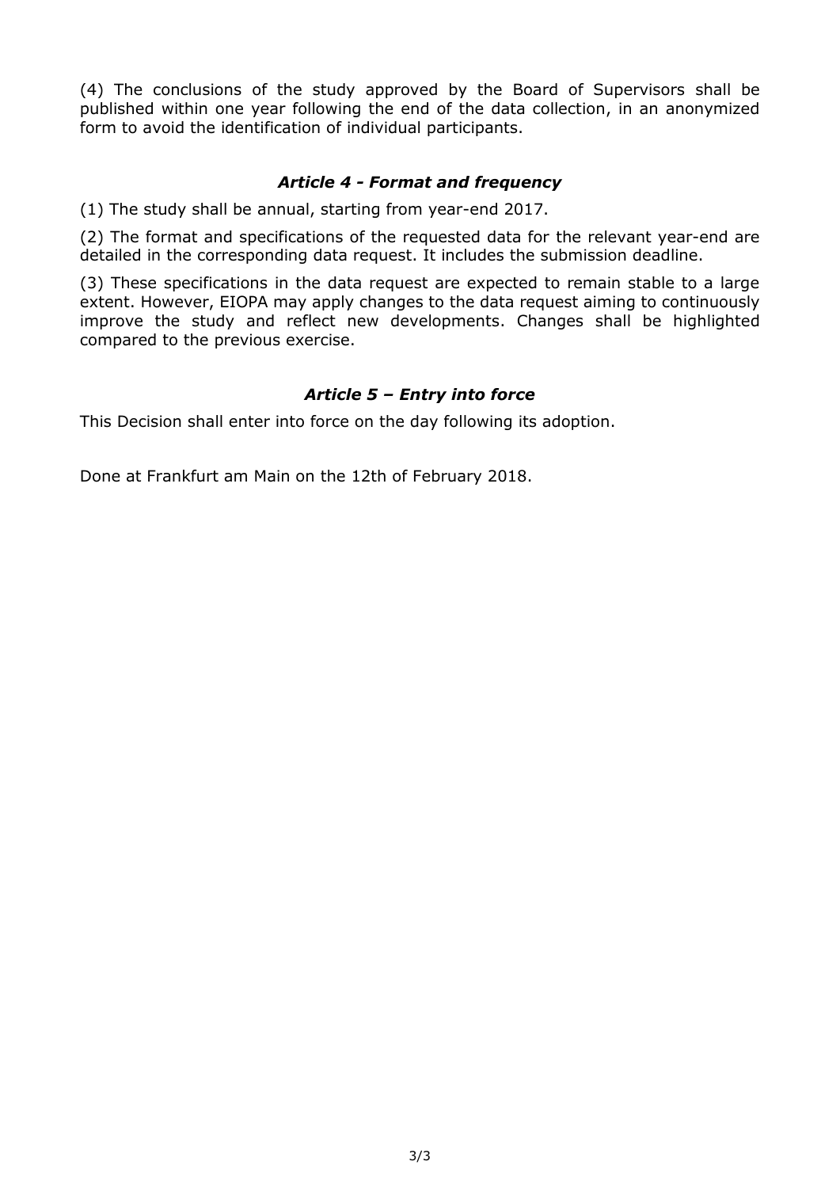(4) The conclusions of the study approved by the Board of Supervisors shall be published within one year following the end of the data collection, in an anonymized form to avoid the identification of individual participants.

### *Article 4 - Format and frequency*

(1) The study shall be annual, starting from year-end 2017.

(2) The format and specifications of the requested data for the relevant year-end are detailed in the corresponding data request. It includes the submission deadline.

(3) These specifications in the data request are expected to remain stable to a large extent. However, EIOPA may apply changes to the data request aiming to continuously improve the study and reflect new developments. Changes shall be highlighted compared to the previous exercise.

### *Article 5 – Entry into force*

This Decision shall enter into force on the day following its adoption.

Done at Frankfurt am Main on the 12th of February 2018.